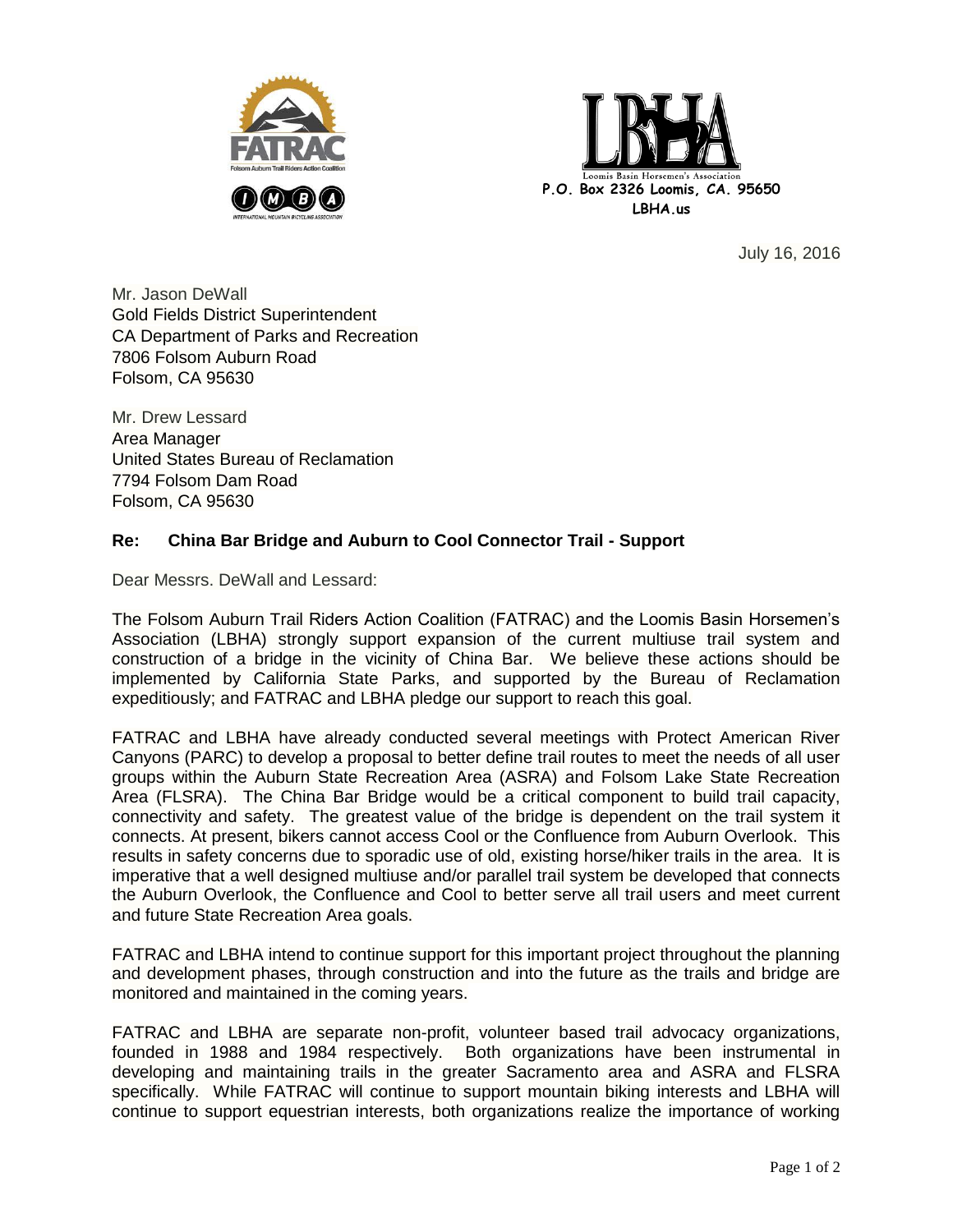Loomis Basin Horsemen's Association
P.O. Box 2326 Loomis, CA. 95650
LBHA.us

July 16, 2016

Mr. Jason DeWall
Gold Fields District Superintendent
CA Department of Parks and Recreation
7806 Folsom Auburn Road
Folsom, CA 95630

Mr. Drew Lessard
Area Manager
United States Bureau of Reclamation
7794 Folsom Dam Road
Folsom, CA 95630

**Re: China Bar Bridge and Auburn to Cool Connector Trail - Support**

Dear Messrs. DeWall and Lessard:

The Folsom Auburn Trail Riders Action Coalition (FATRAC) and the Loomis Basin Horsemen's Association (LBHA) strongly support expansion of the current multiuse trail system and construction of a bridge in the vicinity of China Bar. We believe these actions should be implemented by California State Parks, and supported by the Bureau of Reclamation expeditiously; and FATRAC and LBHA pledge our support to reach this goal.

FATRAC and LBHA have already conducted several meetings with Protect American River Canyons (PARC) to develop a proposal to better define trail routes to meet the needs of all user groups within the Auburn State Recreation Area (ASRA) and Folsom Lake State Recreation Area (FLSRA). The China Bar Bridge would be a critical component to build trail capacity, connectivity and safety. The greatest value of the bridge is dependent on the trail system it connects. At present, bikers cannot access Cool or the Confluence from Auburn Overlook. This results in safety concerns due to sporadic use of old, existing horse/hiker trails in the area. It is imperative that a well designed multiuse and/or parallel trail system be developed that connects the Auburn Overlook, the Confluence and Cool to better serve all trail users and meet current and future State Recreation Area goals.

FATRAC and LBHA intend to continue support for this important project throughout the planning and development phases, through construction and into the future as the trails and bridge are monitored and maintained in the coming years.

FATRAC and LBHA are separate non-profit, volunteer based trail advocacy organizations, founded in 1988 and 1984 respectively. Both organizations have been instrumental in developing and maintaining trails in the greater Sacramento area and ASRA and FLSRA specifically. While FATRAC will continue to support mountain biking interests and LBHA will continue to support equestrian interests, both organizations realize the importance of working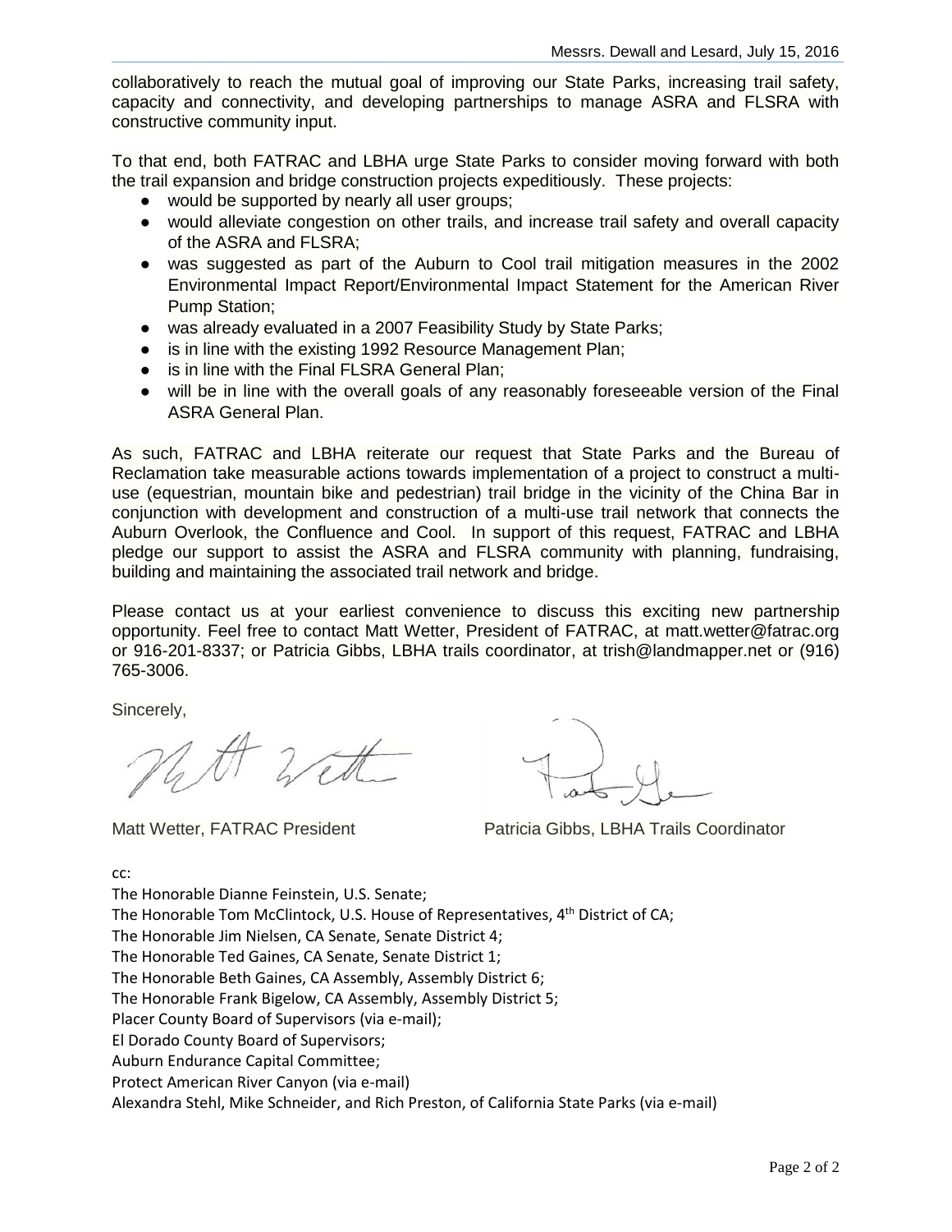collaboratively to reach the mutual goal of improving our State Parks, increasing trail safety, capacity and connectivity, and developing partnerships to manage ASRA and FLSRA with constructive community input.

To that end, both FATRAC and LBHA urge State Parks to consider moving forward with both the trail expansion and bridge construction projects expeditiously. These projects:

- would be supported by nearly all user groups;
- would alleviate congestion on other trails, and increase trail safety and overall capacity of the ASRA and FLSRA;
- was suggested as part of the Auburn to Cool trail mitigation measures in the 2002 Environmental Impact Report/Environmental Impact Statement for the American River Pump Station;
- was already evaluated in a 2007 Feasibility Study by State Parks;
- is in line with the existing 1992 Resource Management Plan;
- is in line with the Final FLSRA General Plan;
- will be in line with the overall goals of any reasonably foreseeable version of the Final ASRA General Plan.

As such, FATRAC and LBHA reiterate our request that State Parks and the Bureau of Reclamation take measurable actions towards implementation of a project to construct a multi-use (equestrian, mountain bike and pedestrian) trail bridge in the vicinity of the China Bar in conjunction with development and construction of a multi-use trail network that connects the Auburn Overlook, the Confluence and Cool. In support of this request, FATRAC and LBHA pledge our support to assist the ASRA and FLSRA community with planning, fundraising, building and maintaining the associated trail network and bridge.

Please contact us at your earliest convenience to discuss this exciting new partnership opportunity. Feel free to contact Matt Wetter, President of FATRAC, at matt.wetter@fatrac.org or 916-201-8337; or Patricia Gibbs, LBHA trails coordinator, at trish@landmapper.net or (916) 765-3006.

Sincerely,

Matt Wetter, FATRAC President

Patricia Gibbs, LBHA Trails Coordinator

cc:

The Honorable Dianne Feinstein, U.S. Senate;
The Honorable Tom McClintock, U.S. House of Representatives, 4th District of CA;
The Honorable Jim Nielsen, CA Senate, Senate District 4;
The Honorable Ted Gaines, CA Senate, Senate District 1;
The Honorable Beth Gaines, CA Assembly, Assembly District 6;
The Honorable Frank Bigelow, CA Assembly, Assembly District 5;
Placer County Board of Supervisors (via e-mail);
El Dorado County Board of Supervisors;
Auburn Endurance Capital Committee;
Protect American River Canyon (via e-mail)
Alexandra Stehl, Mike Schneider, and Rich Preston, of California State Parks (via e-mail)